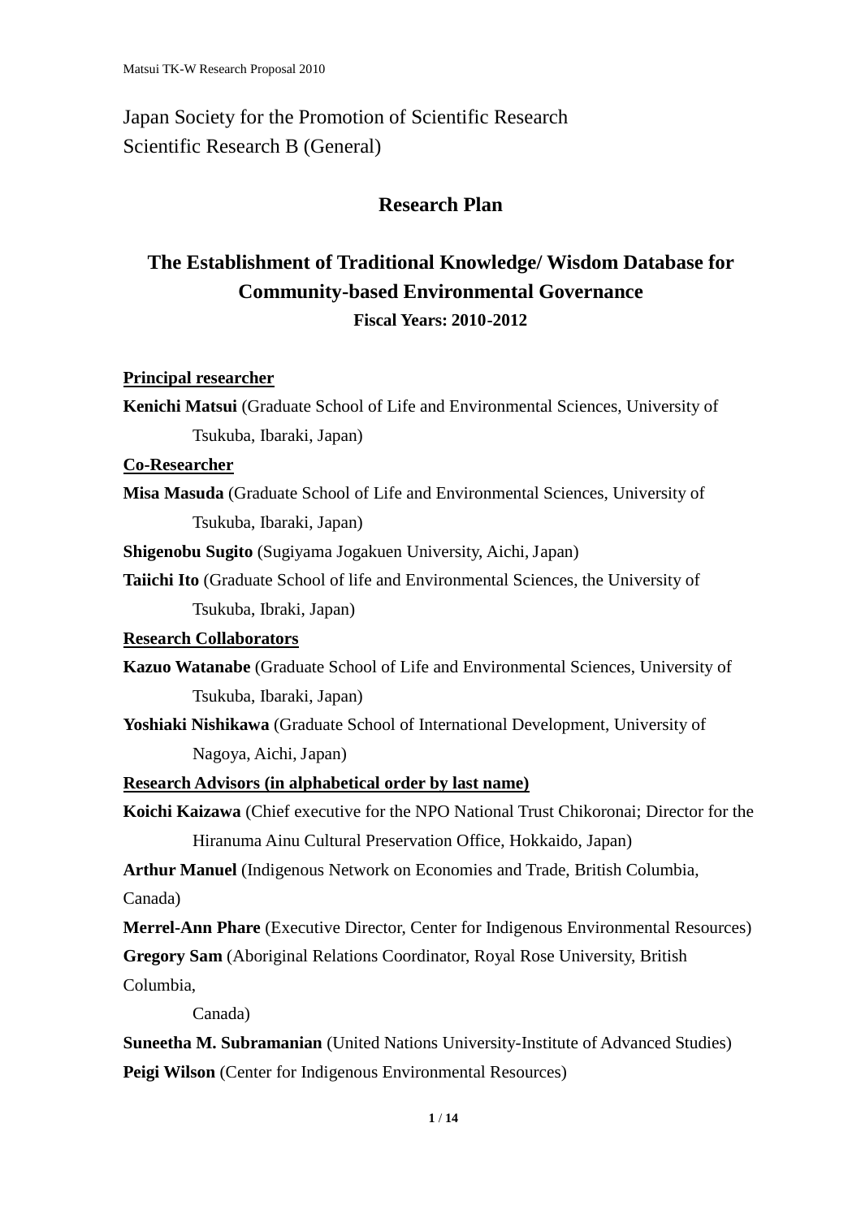Japan Society for the Promotion of Scientific Research
Scientific Research B (General)

## Research Plan

# The Establishment of Traditional Knowledge/ Wisdom Database for Community-based Environmental Governance

**Fiscal Years: 2010-2012**

**Principal researcher**

**Kenichi Matsui** (Graduate School of Life and Environmental Sciences, University of Tsukuba, Ibaraki, Japan)

**Co-Researcher**

**Misa Masuda** (Graduate School of Life and Environmental Sciences, University of Tsukuba, Ibaraki, Japan)

**Shigenobu Sugito** (Sugiyama Jogakuen University, Aichi, Japan)

**Taiichi Ito** (Graduate School of life and Environmental Sciences, the University of Tsukuba, Ibraki, Japan)

**Research Collaborators**

**Kazuo Watanabe** (Graduate School of Life and Environmental Sciences, University of Tsukuba, Ibaraki, Japan)

**Yoshiaki Nishikawa** (Graduate School of International Development, University of Nagoya, Aichi, Japan)

**Research Advisors (in alphabetical order by last name)**

**Koichi Kaizawa** (Chief executive for the NPO National Trust Chikoronai; Director for the Hiranuma Ainu Cultural Preservation Office, Hokkaido, Japan)

**Arthur Manuel** (Indigenous Network on Economies and Trade, British Columbia, Canada)

**Merrel-Ann Phare** (Executive Director, Center for Indigenous Environmental Resources)

**Gregory Sam** (Aboriginal Relations Coordinator, Royal Rose University, British Columbia, Canada)

**Suneetha M. Subramanian** (United Nations University-Institute of Advanced Studies)

**Peigi Wilson** (Center for Indigenous Environmental Resources)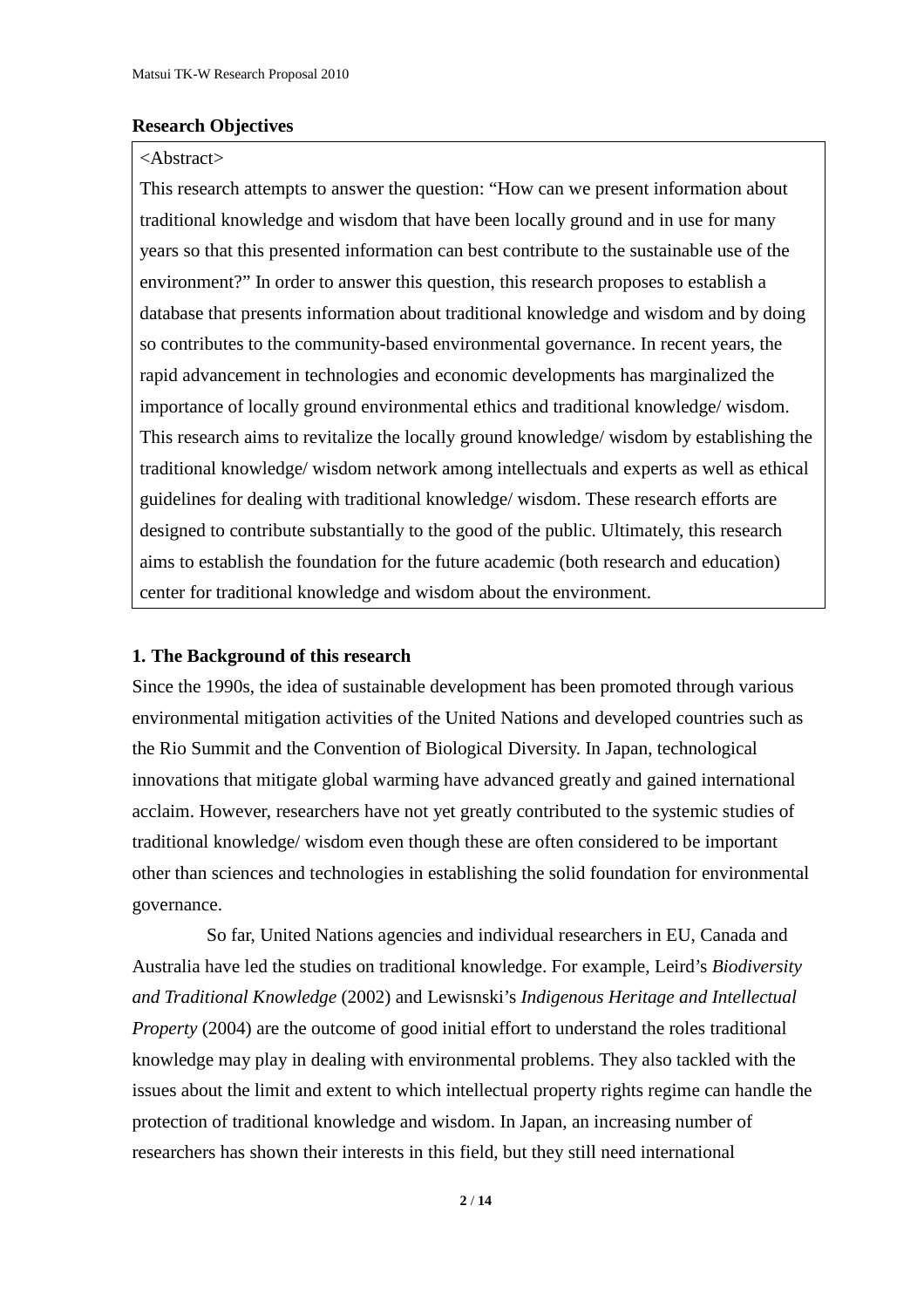**Research Objectives**

<Abstract>

This research attempts to answer the question: "How can we present information about traditional knowledge and wisdom that have been locally ground and in use for many years so that this presented information can best contribute to the sustainable use of the environment?" In order to answer this question, this research proposes to establish a database that presents information about traditional knowledge and wisdom and by doing so contributes to the community-based environmental governance. In recent years, the rapid advancement in technologies and economic developments has marginalized the importance of locally ground environmental ethics and traditional knowledge/ wisdom. This research aims to revitalize the locally ground knowledge/ wisdom by establishing the traditional knowledge/ wisdom network among intellectuals and experts as well as ethical guidelines for dealing with traditional knowledge/ wisdom. These research efforts are designed to contribute substantially to the good of the public. Ultimately, this research aims to establish the foundation for the future academic (both research and education) center for traditional knowledge and wisdom about the environment.

**1. The Background of this research**

Since the 1990s, the idea of sustainable development has been promoted through various environmental mitigation activities of the United Nations and developed countries such as the Rio Summit and the Convention of Biological Diversity. In Japan, technological innovations that mitigate global warming have advanced greatly and gained international acclaim. However, researchers have not yet greatly contributed to the systemic studies of traditional knowledge/ wisdom even though these are often considered to be important other than sciences and technologies in establishing the solid foundation for environmental governance.

So far, United Nations agencies and individual researchers in EU, Canada and Australia have led the studies on traditional knowledge. For example, Leird's *Biodiversity and Traditional Knowledge* (2002) and Lewisnski's *Indigenous Heritage and Intellectual Property* (2004) are the outcome of good initial effort to understand the roles traditional knowledge may play in dealing with environmental problems. They also tackled with the issues about the limit and extent to which intellectual property rights regime can handle the protection of traditional knowledge and wisdom. In Japan, an increasing number of researchers has shown their interests in this field, but they still need international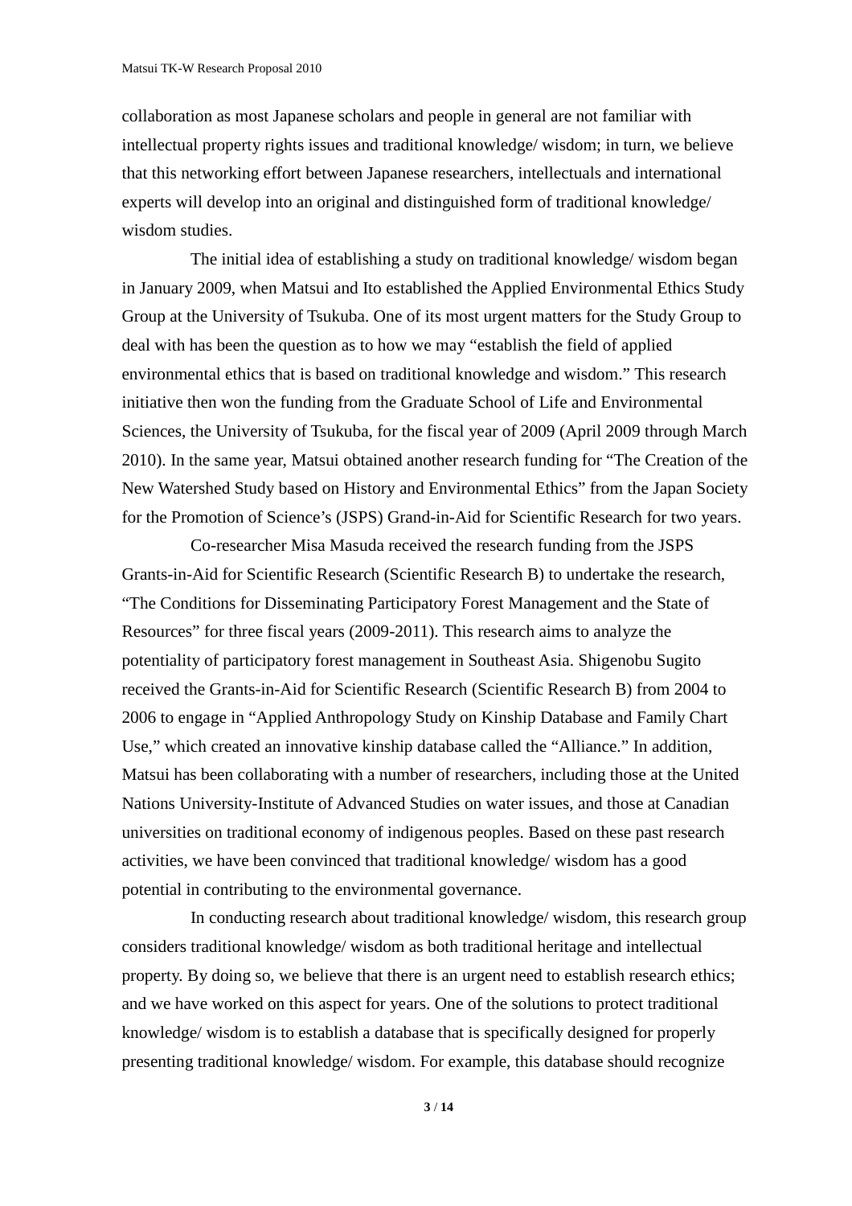collaboration as most Japanese scholars and people in general are not familiar with intellectual property rights issues and traditional knowledge/ wisdom; in turn, we believe that this networking effort between Japanese researchers, intellectuals and international experts will develop into an original and distinguished form of traditional knowledge/ wisdom studies.

The initial idea of establishing a study on traditional knowledge/ wisdom began in January 2009, when Matsui and Ito established the Applied Environmental Ethics Study Group at the University of Tsukuba. One of its most urgent matters for the Study Group to deal with has been the question as to how we may "establish the field of applied environmental ethics that is based on traditional knowledge and wisdom." This research initiative then won the funding from the Graduate School of Life and Environmental Sciences, the University of Tsukuba, for the fiscal year of 2009 (April 2009 through March 2010). In the same year, Matsui obtained another research funding for "The Creation of the New Watershed Study based on History and Environmental Ethics" from the Japan Society for the Promotion of Science's (JSPS) Grand-in-Aid for Scientific Research for two years.

Co-researcher Misa Masuda received the research funding from the JSPS Grants-in-Aid for Scientific Research (Scientific Research B) to undertake the research, "The Conditions for Disseminating Participatory Forest Management and the State of Resources" for three fiscal years (2009-2011). This research aims to analyze the potentiality of participatory forest management in Southeast Asia. Shigenobu Sugito received the Grants-in-Aid for Scientific Research (Scientific Research B) from 2004 to 2006 to engage in "Applied Anthropology Study on Kinship Database and Family Chart Use," which created an innovative kinship database called the "Alliance." In addition, Matsui has been collaborating with a number of researchers, including those at the United Nations University-Institute of Advanced Studies on water issues, and those at Canadian universities on traditional economy of indigenous peoples. Based on these past research activities, we have been convinced that traditional knowledge/ wisdom has a good potential in contributing to the environmental governance.

In conducting research about traditional knowledge/ wisdom, this research group considers traditional knowledge/ wisdom as both traditional heritage and intellectual property. By doing so, we believe that there is an urgent need to establish research ethics; and we have worked on this aspect for years. One of the solutions to protect traditional knowledge/ wisdom is to establish a database that is specifically designed for properly presenting traditional knowledge/ wisdom. For example, this database should recognize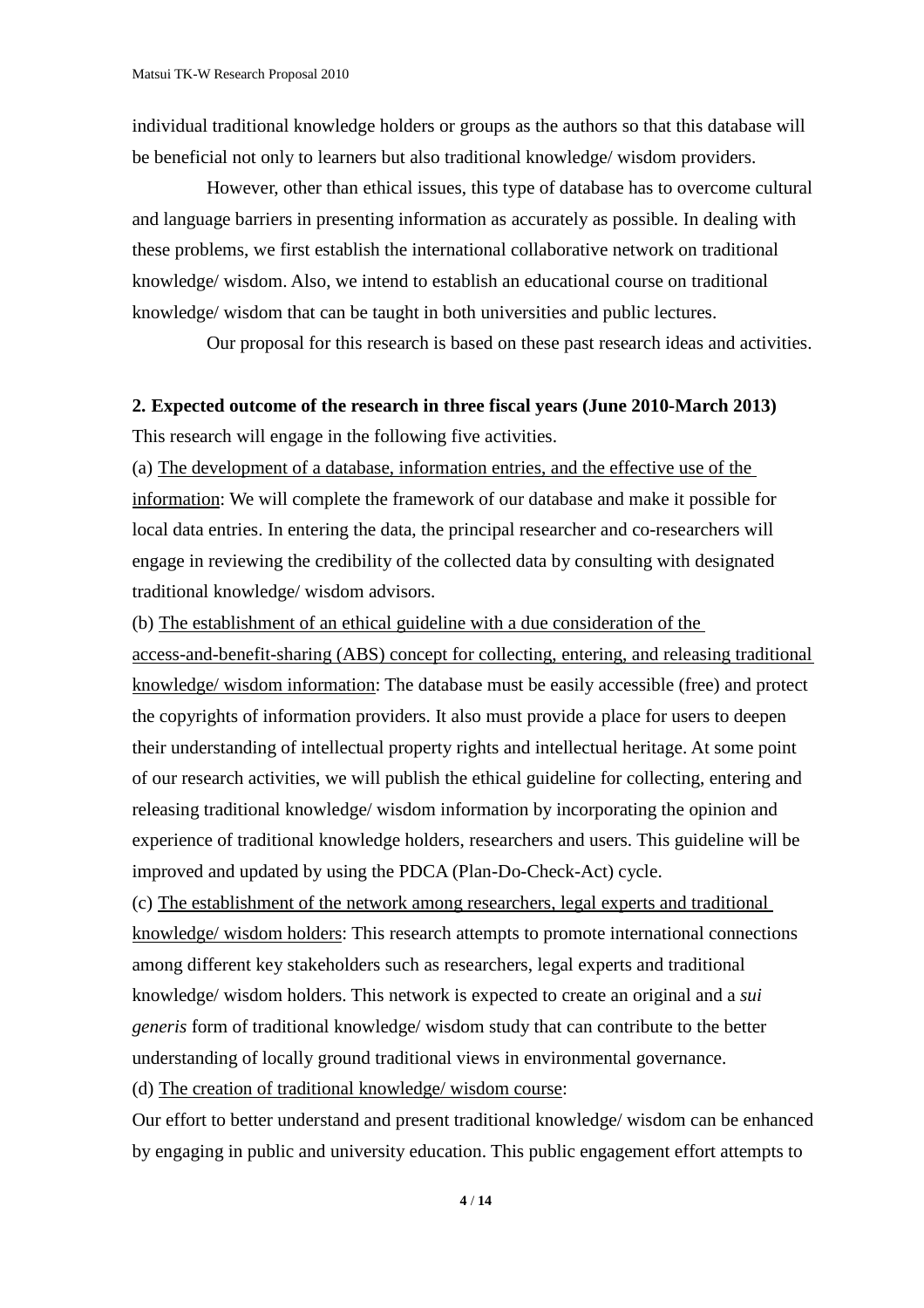individual traditional knowledge holders or groups as the authors so that this database will be beneficial not only to learners but also traditional knowledge/ wisdom providers.

However, other than ethical issues, this type of database has to overcome cultural and language barriers in presenting information as accurately as possible. In dealing with these problems, we first establish the international collaborative network on traditional knowledge/ wisdom. Also, we intend to establish an educational course on traditional knowledge/ wisdom that can be taught in both universities and public lectures.

Our proposal for this research is based on these past research ideas and activities.

**2. Expected outcome of the research in three fiscal years (June 2010-March 2013)**

This research will engage in the following five activities.

(a) <u>The development of a database, information entries, and the effective use of the information</u>: We will complete the framework of our database and make it possible for local data entries. In entering the data, the principal researcher and co-researchers will engage in reviewing the credibility of the collected data by consulting with designated traditional knowledge/ wisdom advisors.

(b) <u>The establishment of an ethical guideline with a due consideration of the access-and-benefit-sharing (ABS) concept for collecting, entering, and releasing traditional knowledge/ wisdom information</u>: The database must be easily accessible (free) and protect the copyrights of information providers. It also must provide a place for users to deepen their understanding of intellectual property rights and intellectual heritage. At some point of our research activities, we will publish the ethical guideline for collecting, entering and releasing traditional knowledge/ wisdom information by incorporating the opinion and experience of traditional knowledge holders, researchers and users. This guideline will be improved and updated by using the PDCA (Plan-Do-Check-Act) cycle.

(c) <u>The establishment of the network among researchers, legal experts and traditional knowledge/ wisdom holders</u>: This research attempts to promote international connections among different key stakeholders such as researchers, legal experts and traditional knowledge/ wisdom holders. This network is expected to create an original and a *sui generis* form of traditional knowledge/ wisdom study that can contribute to the better understanding of locally ground traditional views in environmental governance.

(d) <u>The creation of traditional knowledge/ wisdom course</u>:

Our effort to better understand and present traditional knowledge/ wisdom can be enhanced by engaging in public and university education. This public engagement effort attempts to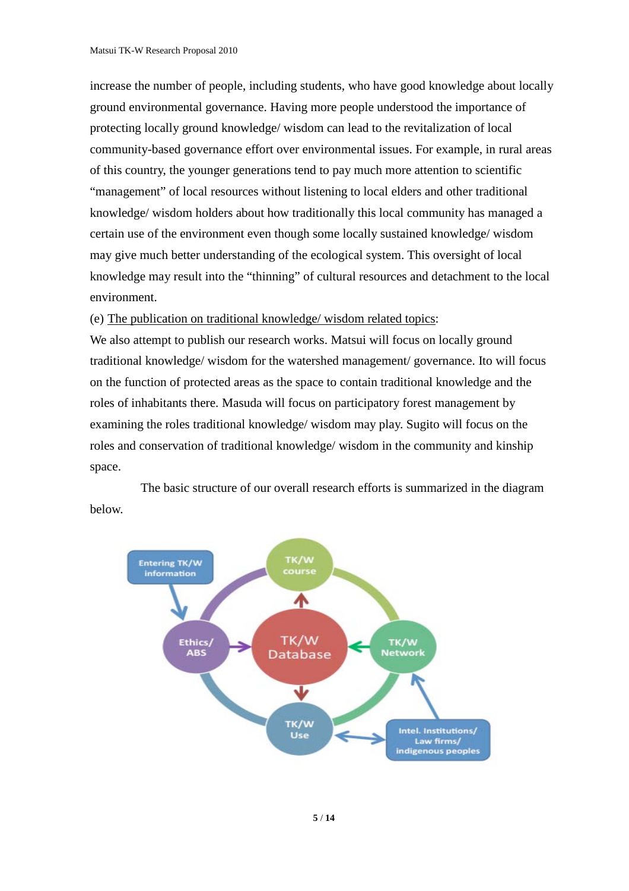increase the number of people, including students, who have good knowledge about locally ground environmental governance. Having more people understood the importance of protecting locally ground knowledge/ wisdom can lead to the revitalization of local community-based governance effort over environmental issues. For example, in rural areas of this country, the younger generations tend to pay much more attention to scientific "management" of local resources without listening to local elders and other traditional knowledge/ wisdom holders about how traditionally this local community has managed a certain use of the environment even though some locally sustained knowledge/ wisdom may give much better understanding of the ecological system. This oversight of local knowledge may result into the "thinning" of cultural resources and detachment to the local environment.

(e) The publication on traditional knowledge/ wisdom related topics:

We also attempt to publish our research works. Matsui will focus on locally ground traditional knowledge/ wisdom for the watershed management/ governance. Ito will focus on the function of protected areas as the space to contain traditional knowledge and the roles of inhabitants there. Masuda will focus on participatory forest management by examining the roles traditional knowledge/ wisdom may play. Sugito will focus on the roles and conservation of traditional knowledge/ wisdom in the community and kinship space.

The basic structure of our overall research efforts is summarized in the diagram below.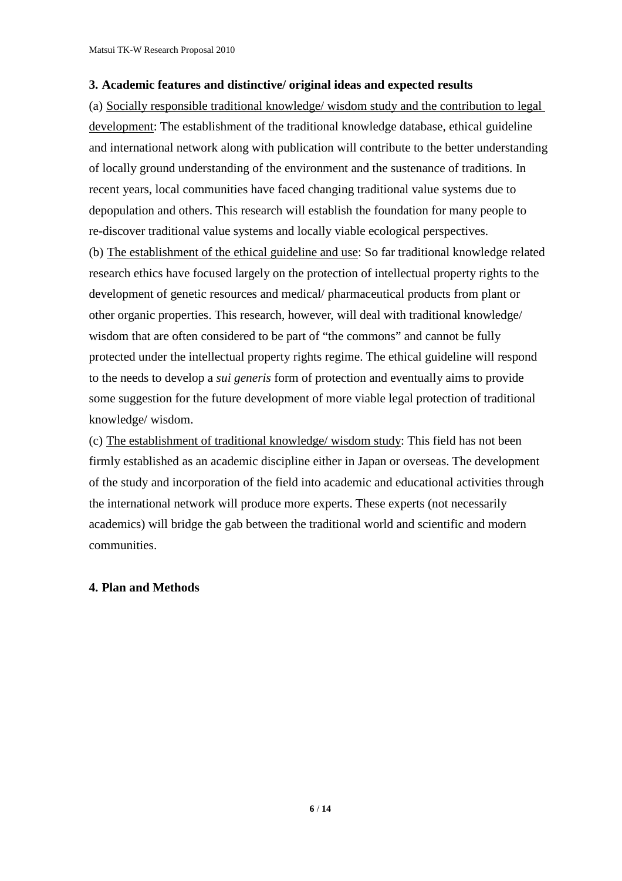**3. Academic features and distinctive/ original ideas and expected results**

(a) <u>Socially responsible traditional knowledge/ wisdom study and the contribution to legal development</u>: The establishment of the traditional knowledge database, ethical guideline and international network along with publication will contribute to the better understanding of locally ground understanding of the environment and the sustenance of traditions. In recent years, local communities have faced changing traditional value systems due to depopulation and others. This research will establish the foundation for many people to re-discover traditional value systems and locally viable ecological perspectives.

(b) <u>The establishment of the ethical guideline and use</u>: So far traditional knowledge related research ethics have focused largely on the protection of intellectual property rights to the development of genetic resources and medical/ pharmaceutical products from plant or other organic properties. This research, however, will deal with traditional knowledge/ wisdom that are often considered to be part of "the commons" and cannot be fully protected under the intellectual property rights regime. The ethical guideline will respond to the needs to develop a *sui generis* form of protection and eventually aims to provide some suggestion for the future development of more viable legal protection of traditional knowledge/ wisdom.

(c) <u>The establishment of traditional knowledge/ wisdom study</u>: This field has not been firmly established as an academic discipline either in Japan or overseas. The development of the study and incorporation of the field into academic and educational activities through the international network will produce more experts. These experts (not necessarily academics) will bridge the gab between the traditional world and scientific and modern communities.

**4. Plan and Methods**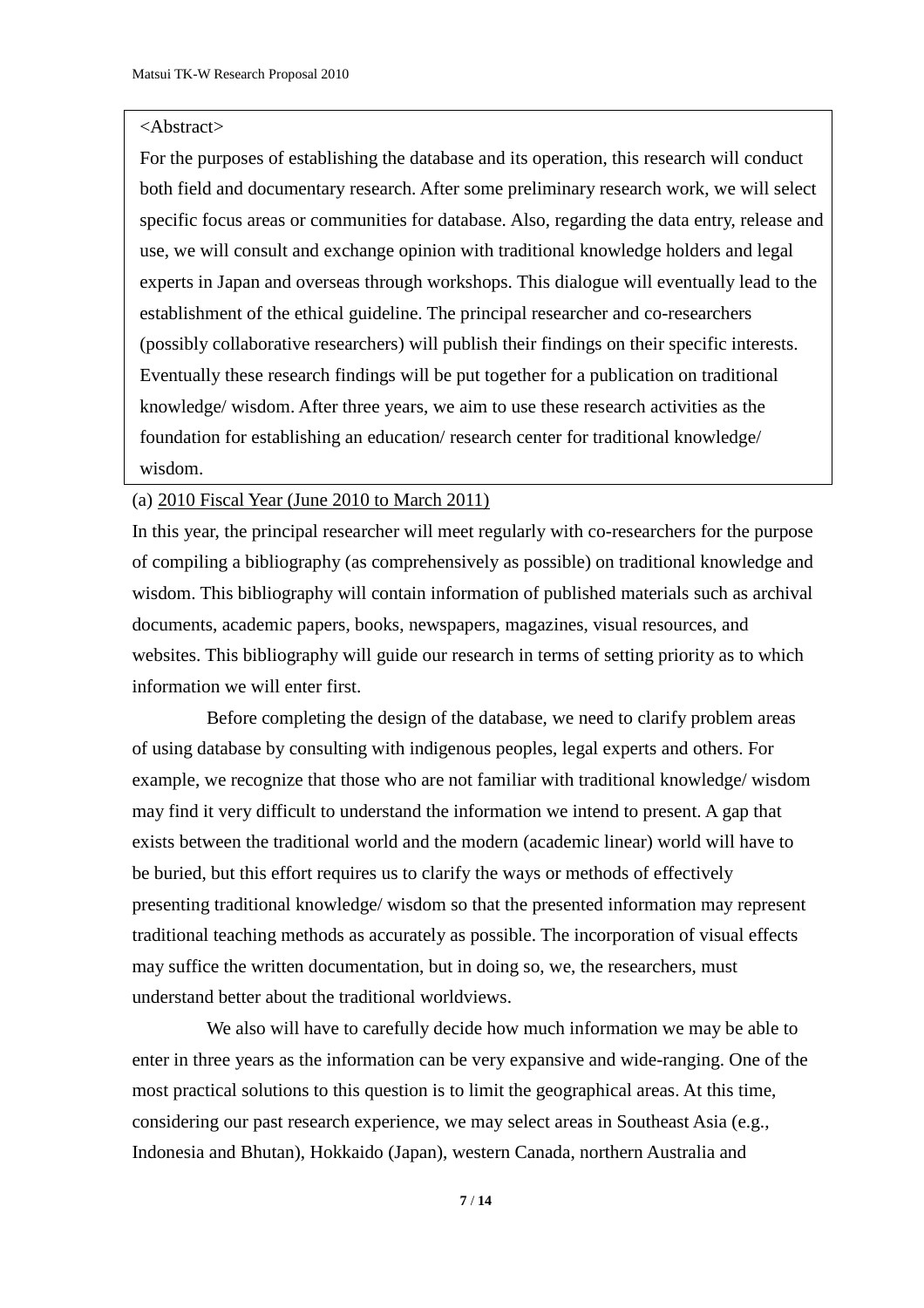<Abstract>

For the purposes of establishing the database and its operation, this research will conduct both field and documentary research. After some preliminary research work, we will select specific focus areas or communities for database. Also, regarding the data entry, release and use, we will consult and exchange opinion with traditional knowledge holders and legal experts in Japan and overseas through workshops. This dialogue will eventually lead to the establishment of the ethical guideline. The principal researcher and co-researchers (possibly collaborative researchers) will publish their findings on their specific interests. Eventually these research findings will be put together for a publication on traditional knowledge/ wisdom. After three years, we aim to use these research activities as the foundation for establishing an education/ research center for traditional knowledge/ wisdom.

(a) <u>2010 Fiscal Year (June 2010 to March 2011)</u>

In this year, the principal researcher will meet regularly with co-researchers for the purpose of compiling a bibliography (as comprehensively as possible) on traditional knowledge and wisdom. This bibliography will contain information of published materials such as archival documents, academic papers, books, newspapers, magazines, visual resources, and websites. This bibliography will guide our research in terms of setting priority as to which information we will enter first.

Before completing the design of the database, we need to clarify problem areas of using database by consulting with indigenous peoples, legal experts and others. For example, we recognize that those who are not familiar with traditional knowledge/ wisdom may find it very difficult to understand the information we intend to present. A gap that exists between the traditional world and the modern (academic linear) world will have to be buried, but this effort requires us to clarify the ways or methods of effectively presenting traditional knowledge/ wisdom so that the presented information may represent traditional teaching methods as accurately as possible. The incorporation of visual effects may suffice the written documentation, but in doing so, we, the researchers, must understand better about the traditional worldviews.

We also will have to carefully decide how much information we may be able to enter in three years as the information can be very expansive and wide-ranging. One of the most practical solutions to this question is to limit the geographical areas. At this time, considering our past research experience, we may select areas in Southeast Asia (e.g., Indonesia and Bhutan), Hokkaido (Japan), western Canada, northern Australia and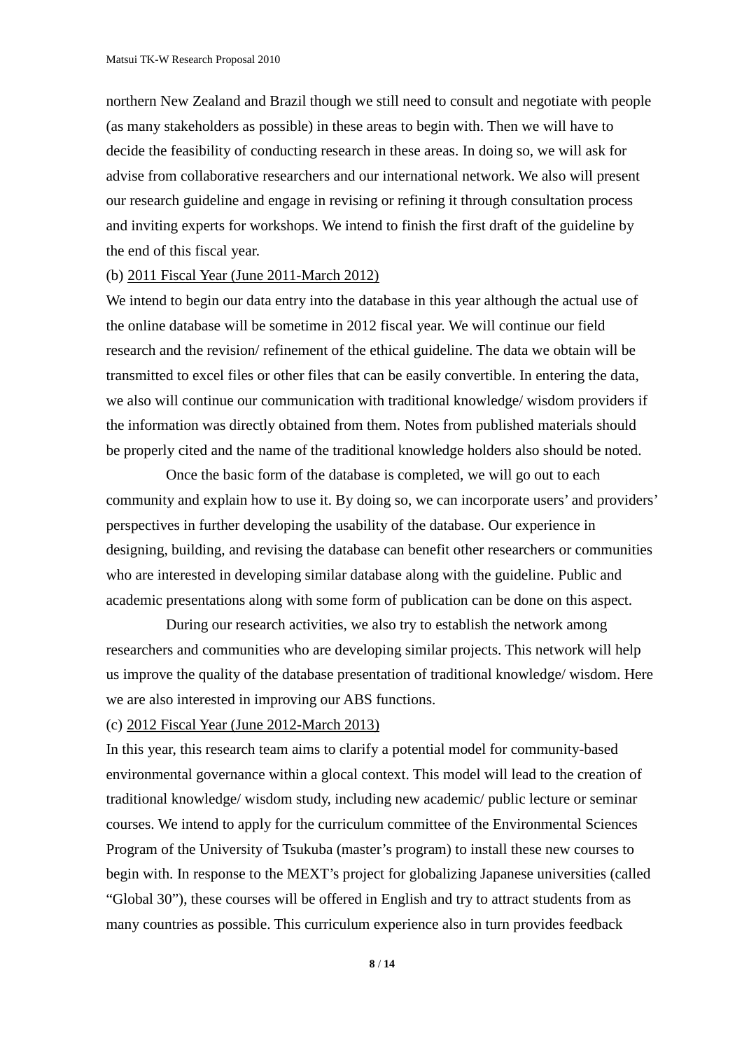northern New Zealand and Brazil though we still need to consult and negotiate with people (as many stakeholders as possible) in these areas to begin with. Then we will have to decide the feasibility of conducting research in these areas. In doing so, we will ask for advise from collaborative researchers and our international network. We also will present our research guideline and engage in revising or refining it through consultation process and inviting experts for workshops. We intend to finish the first draft of the guideline by the end of this fiscal year.

(b) <u>2011 Fiscal Year (June 2011-March 2012)</u>

We intend to begin our data entry into the database in this year although the actual use of the online database will be sometime in 2012 fiscal year. We will continue our field research and the revision/ refinement of the ethical guideline. The data we obtain will be transmitted to excel files or other files that can be easily convertible. In entering the data, we also will continue our communication with traditional knowledge/ wisdom providers if the information was directly obtained from them. Notes from published materials should be properly cited and the name of the traditional knowledge holders also should be noted.

Once the basic form of the database is completed, we will go out to each community and explain how to use it. By doing so, we can incorporate users' and providers' perspectives in further developing the usability of the database. Our experience in designing, building, and revising the database can benefit other researchers or communities who are interested in developing similar database along with the guideline. Public and academic presentations along with some form of publication can be done on this aspect.

During our research activities, we also try to establish the network among researchers and communities who are developing similar projects. This network will help us improve the quality of the database presentation of traditional knowledge/ wisdom. Here we are also interested in improving our ABS functions.

(c) <u>2012 Fiscal Year (June 2012-March 2013)</u>

In this year, this research team aims to clarify a potential model for community-based environmental governance within a glocal context. This model will lead to the creation of traditional knowledge/ wisdom study, including new academic/ public lecture or seminar courses. We intend to apply for the curriculum committee of the Environmental Sciences Program of the University of Tsukuba (master's program) to install these new courses to begin with. In response to the MEXT's project for globalizing Japanese universities (called "Global 30"), these courses will be offered in English and try to attract students from as many countries as possible. This curriculum experience also in turn provides feedback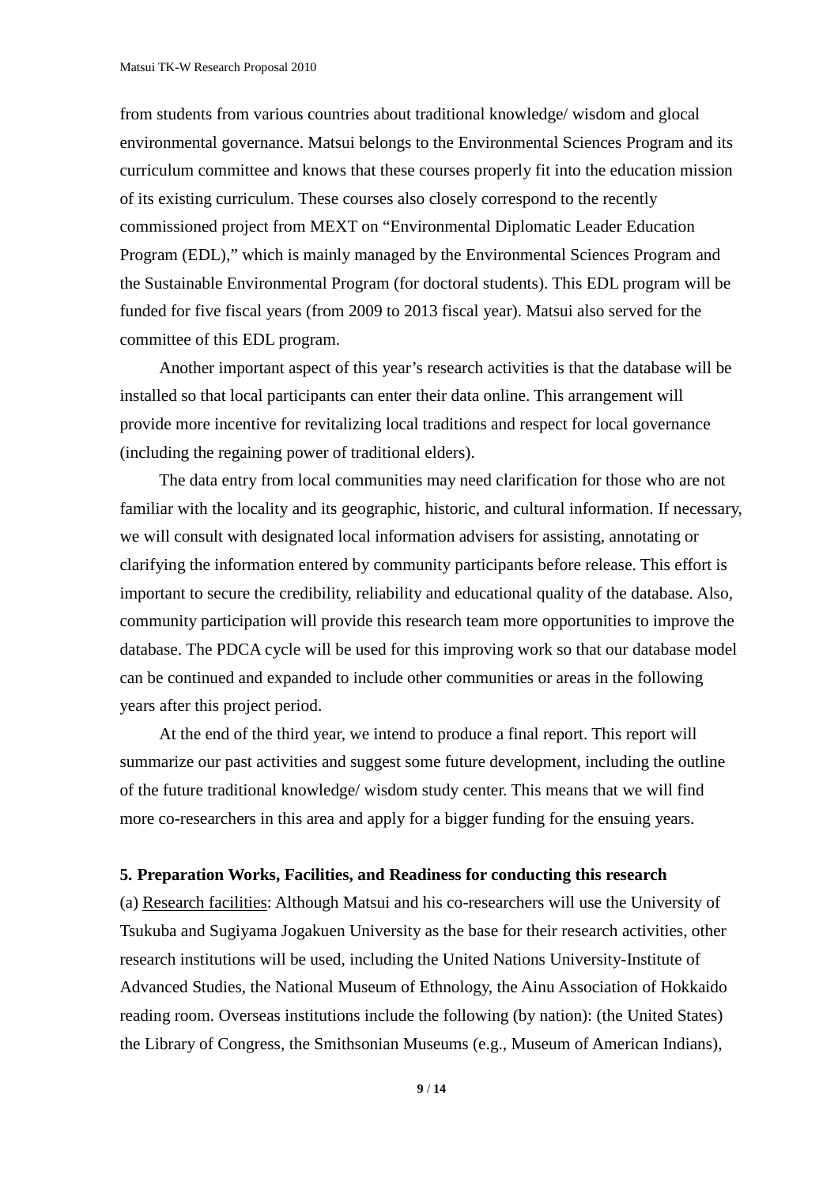from students from various countries about traditional knowledge/ wisdom and glocal environmental governance. Matsui belongs to the Environmental Sciences Program and its curriculum committee and knows that these courses properly fit into the education mission of its existing curriculum. These courses also closely correspond to the recently commissioned project from MEXT on "Environmental Diplomatic Leader Education Program (EDL)," which is mainly managed by the Environmental Sciences Program and the Sustainable Environmental Program (for doctoral students). This EDL program will be funded for five fiscal years (from 2009 to 2013 fiscal year). Matsui also served for the committee of this EDL program.

Another important aspect of this year's research activities is that the database will be installed so that local participants can enter their data online. This arrangement will provide more incentive for revitalizing local traditions and respect for local governance (including the regaining power of traditional elders).

The data entry from local communities may need clarification for those who are not familiar with the locality and its geographic, historic, and cultural information. If necessary, we will consult with designated local information advisers for assisting, annotating or clarifying the information entered by community participants before release. This effort is important to secure the credibility, reliability and educational quality of the database. Also, community participation will provide this research team more opportunities to improve the database. The PDCA cycle will be used for this improving work so that our database model can be continued and expanded to include other communities or areas in the following years after this project period.

At the end of the third year, we intend to produce a final report. This report will summarize our past activities and suggest some future development, including the outline of the future traditional knowledge/ wisdom study center. This means that we will find more co-researchers in this area and apply for a bigger funding for the ensuing years.

**5. Preparation Works, Facilities, and Readiness for conducting this research**

(a) Research facilities: Although Matsui and his co-researchers will use the University of Tsukuba and Sugiyama Jogakuen University as the base for their research activities, other research institutions will be used, including the United Nations University-Institute of Advanced Studies, the National Museum of Ethnology, the Ainu Association of Hokkaido reading room. Overseas institutions include the following (by nation): (the United States) the Library of Congress, the Smithsonian Museums (e.g., Museum of American Indians),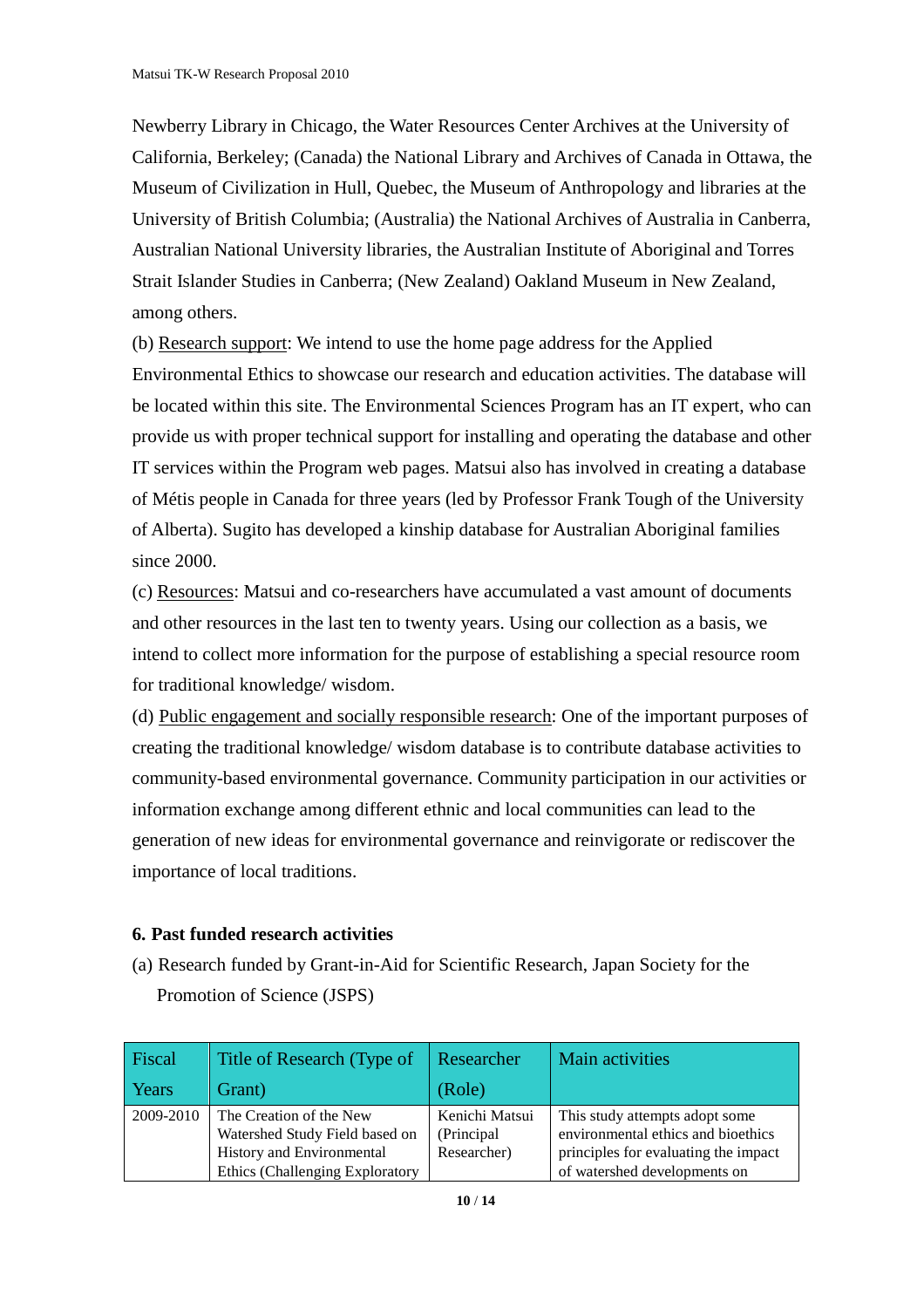Newberry Library in Chicago, the Water Resources Center Archives at the University of California, Berkeley; (Canada) the National Library and Archives of Canada in Ottawa, the Museum of Civilization in Hull, Quebec, the Museum of Anthropology and libraries at the University of British Columbia; (Australia) the National Archives of Australia in Canberra, Australian National University libraries, the Australian Institute of Aboriginal and Torres Strait Islander Studies in Canberra; (New Zealand) Oakland Museum in New Zealand, among others.

(b) <u>Research support</u>: We intend to use the home page address for the Applied Environmental Ethics to showcase our research and education activities. The database will be located within this site. The Environmental Sciences Program has an IT expert, who can provide us with proper technical support for installing and operating the database and other IT services within the Program web pages. Matsui also has involved in creating a database of Métis people in Canada for three years (led by Professor Frank Tough of the University of Alberta). Sugito has developed a kinship database for Australian Aboriginal families since 2000.

(c) <u>Resources</u>: Matsui and co-researchers have accumulated a vast amount of documents and other resources in the last ten to twenty years. Using our collection as a basis, we intend to collect more information for the purpose of establishing a special resource room for traditional knowledge/ wisdom.

(d) <u>Public engagement and socially responsible research</u>: One of the important purposes of creating the traditional knowledge/ wisdom database is to contribute database activities to community-based environmental governance. Community participation in our activities or information exchange among different ethnic and local communities can lead to the generation of new ideas for environmental governance and reinvigorate or rediscover the importance of local traditions.

### 6. Past funded research activities

(a) Research funded by Grant-in-Aid for Scientific Research, Japan Society for the Promotion of Science (JSPS)

| Fiscal Years | Title of Research (Type of Grant) | Researcher (Role) | Main activities |
|---|---|---|---|
| 2009-2010 | The Creation of the New Watershed Study Field based on History and Environmental Ethics (Challenging Exploratory | Kenichi Matsui (Principal Researcher) | This study attempts adopt some environmental ethics and bioethics principles for evaluating the impact of watershed developments on |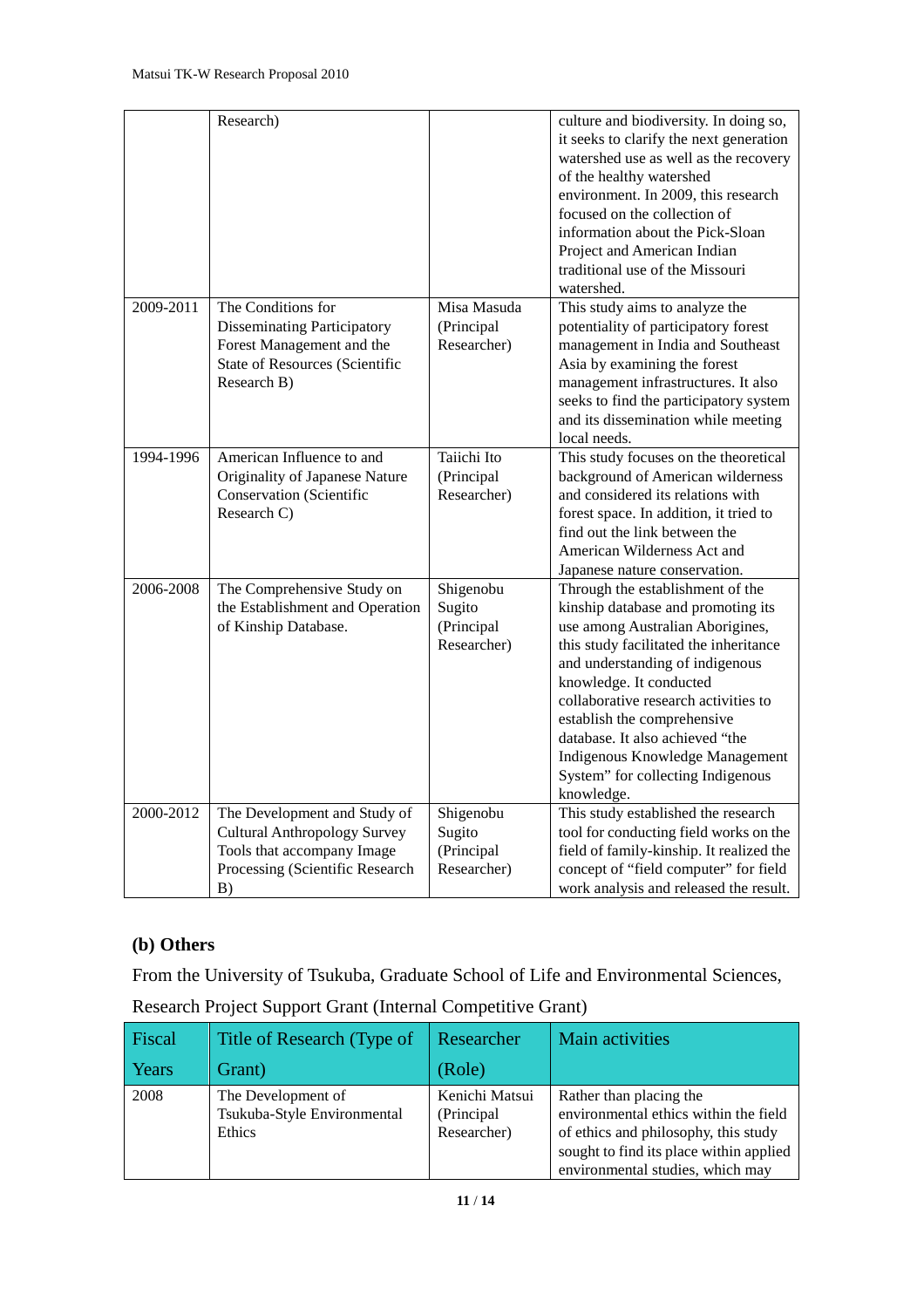| | | | |
|---|---|---|---|
| | Research) | | culture and biodiversity. In doing so, it seeks to clarify the next generation watershed use as well as the recovery of the healthy watershed environment. In 2009, this research focused on the collection of information about the Pick-Sloan Project and American Indian traditional use of the Missouri watershed. |
| 2009-2011 | The Conditions for Disseminating Participatory Forest Management and the State of Resources (Scientific Research B) | Misa Masuda (Principal Researcher) | This study aims to analyze the potentiality of participatory forest management in India and Southeast Asia by examining the forest management infrastructures. It also seeks to find the participatory system and its dissemination while meeting local needs. |
| 1994-1996 | American Influence to and Originality of Japanese Nature Conservation (Scientific Research C) | Taiichi Ito (Principal Researcher) | This study focuses on the theoretical background of American wilderness and considered its relations with forest space. In addition, it tried to find out the link between the American Wilderness Act and Japanese nature conservation. |
| 2006-2008 | The Comprehensive Study on the Establishment and Operation of Kinship Database. | Shigenobu Sugito (Principal Researcher) | Through the establishment of the kinship database and promoting its use among Australian Aborigines, this study facilitated the inheritance and understanding of indigenous knowledge. It conducted collaborative research activities to establish the comprehensive database. It also achieved "the Indigenous Knowledge Management System" for collecting Indigenous knowledge. |
| 2000-2012 | The Development and Study of Cultural Anthropology Survey Tools that accompany Image Processing (Scientific Research B) | Shigenobu Sugito (Principal Researcher) | This study established the research tool for conducting field works on the field of family-kinship. It realized the concept of "field computer" for field work analysis and released the result. |

### (b) Others

From the University of Tsukuba, Graduate School of Life and Environmental Sciences, Research Project Support Grant (Internal Competitive Grant)

| Fiscal Years | Title of Research (Type of Grant) | Researcher (Role) | Main activities |
|---|---|---|---|
| 2008 | The Development of Tsukuba-Style Environmental Ethics | Kenichi Matsui (Principal Researcher) | Rather than placing the environmental ethics within the field of ethics and philosophy, this study sought to find its place within applied environmental studies, which may |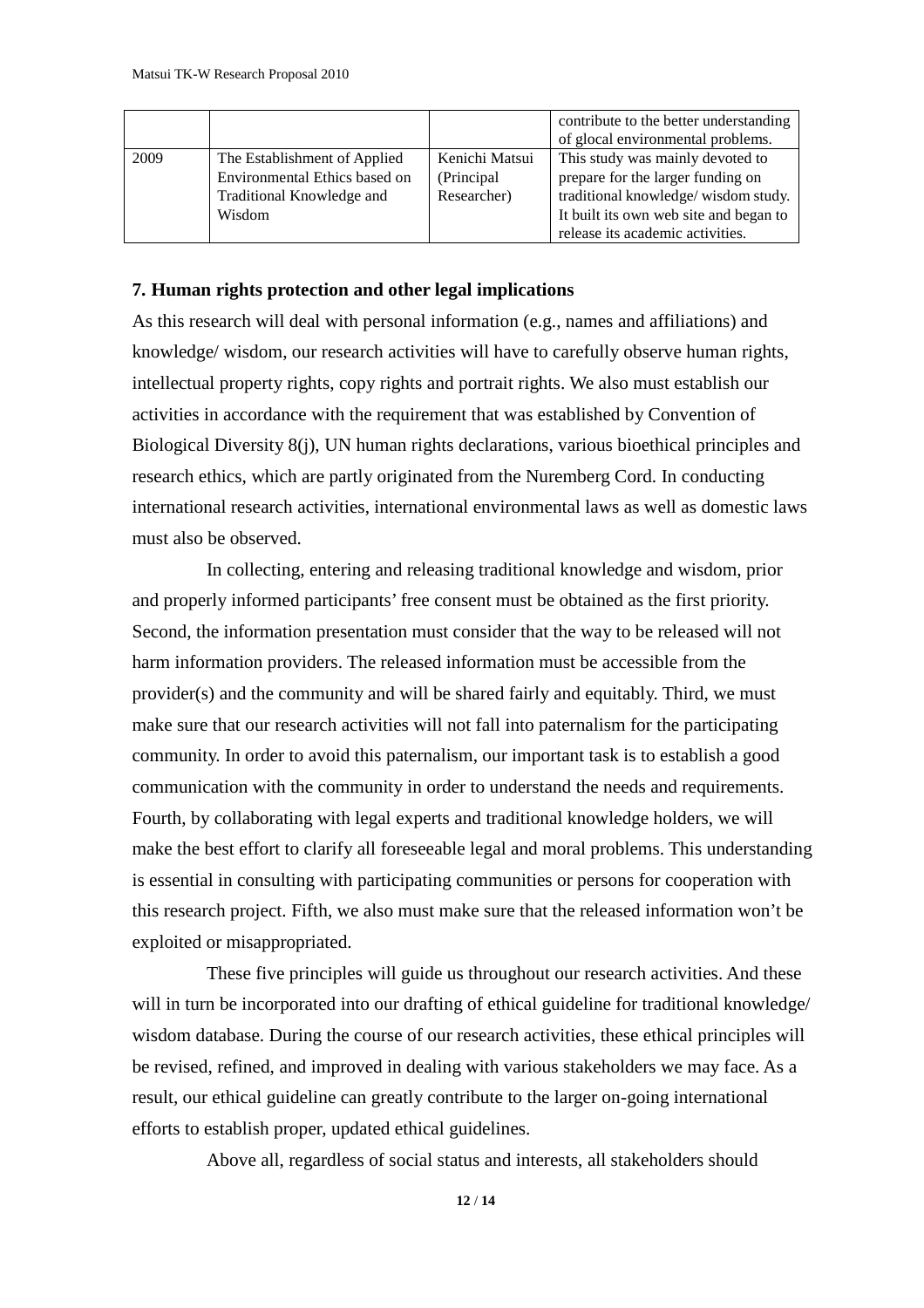| | | | |
|---|---|---|---|
| | | | contribute to the better understanding of glocal environmental problems. |
| 2009 | The Establishment of Applied Environmental Ethics based on Traditional Knowledge and Wisdom | Kenichi Matsui (Principal Researcher) | This study was mainly devoted to prepare for the larger funding on traditional knowledge/ wisdom study. It built its own web site and began to release its academic activities. |

## 7. Human rights protection and other legal implications

As this research will deal with personal information (e.g., names and affiliations) and knowledge/ wisdom, our research activities will have to carefully observe human rights, intellectual property rights, copy rights and portrait rights. We also must establish our activities in accordance with the requirement that was established by Convention of Biological Diversity 8(j), UN human rights declarations, various bioethical principles and research ethics, which are partly originated from the Nuremberg Cord. In conducting international research activities, international environmental laws as well as domestic laws must also be observed.

In collecting, entering and releasing traditional knowledge and wisdom, prior and properly informed participants' free consent must be obtained as the first priority. Second, the information presentation must consider that the way to be released will not harm information providers. The released information must be accessible from the provider(s) and the community and will be shared fairly and equitably. Third, we must make sure that our research activities will not fall into paternalism for the participating community. In order to avoid this paternalism, our important task is to establish a good communication with the community in order to understand the needs and requirements. Fourth, by collaborating with legal experts and traditional knowledge holders, we will make the best effort to clarify all foreseeable legal and moral problems. This understanding is essential in consulting with participating communities or persons for cooperation with this research project. Fifth, we also must make sure that the released information won't be exploited or misappropriated.

These five principles will guide us throughout our research activities. And these will in turn be incorporated into our drafting of ethical guideline for traditional knowledge/ wisdom database. During the course of our research activities, these ethical principles will be revised, refined, and improved in dealing with various stakeholders we may face. As a result, our ethical guideline can greatly contribute to the larger on-going international efforts to establish proper, updated ethical guidelines.

Above all, regardless of social status and interests, all stakeholders should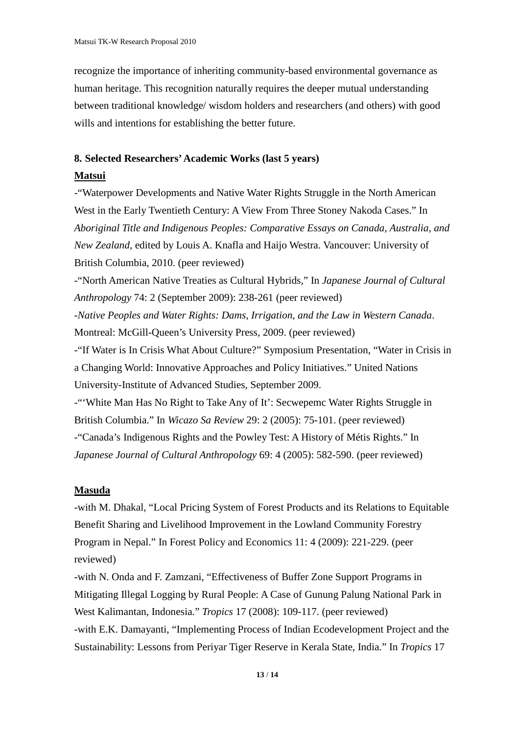recognize the importance of inheriting community-based environmental governance as human heritage. This recognition naturally requires the deeper mutual understanding between traditional knowledge/ wisdom holders and researchers (and others) with good wills and intentions for establishing the better future.

### 8. Selected Researchers' Academic Works (last 5 years)

**Matsui**

-"Waterpower Developments and Native Water Rights Struggle in the North American West in the Early Twentieth Century: A View From Three Stoney Nakoda Cases." In *Aboriginal Title and Indigenous Peoples: Comparative Essays on Canada, Australia, and New Zealand*, edited by Louis A. Knafla and Haijo Westra. Vancouver: University of British Columbia, 2010. (peer reviewed)

-"North American Native Treaties as Cultural Hybrids," In *Japanese Journal of Cultural Anthropology* 74: 2 (September 2009): 238-261 (peer reviewed)

-*Native Peoples and Water Rights: Dams, Irrigation, and the Law in Western Canada*. Montreal: McGill-Queen's University Press, 2009. (peer reviewed)

-"If Water is In Crisis What About Culture?" Symposium Presentation, "Water in Crisis in a Changing World: Innovative Approaches and Policy Initiatives." United Nations University-Institute of Advanced Studies, September 2009.

-"'White Man Has No Right to Take Any of It': Secwepemc Water Rights Struggle in British Columbia." In *Wicazo Sa Review* 29: 2 (2005): 75-101. (peer reviewed)

-"Canada's Indigenous Rights and the Powley Test: A History of Métis Rights." In *Japanese Journal of Cultural Anthropology* 69: 4 (2005): 582-590. (peer reviewed)

**Masuda**

-with M. Dhakal, "Local Pricing System of Forest Products and its Relations to Equitable Benefit Sharing and Livelihood Improvement in the Lowland Community Forestry Program in Nepal." In Forest Policy and Economics 11: 4 (2009): 221-229. (peer reviewed)

-with N. Onda and F. Zamzani, "Effectiveness of Buffer Zone Support Programs in Mitigating Illegal Logging by Rural People: A Case of Gunung Palung National Park in West Kalimantan, Indonesia." *Tropics* 17 (2008): 109-117. (peer reviewed)

-with E.K. Damayanti, "Implementing Process of Indian Ecodevelopment Project and the Sustainability: Lessons from Periyar Tiger Reserve in Kerala State, India." In *Tropics* 17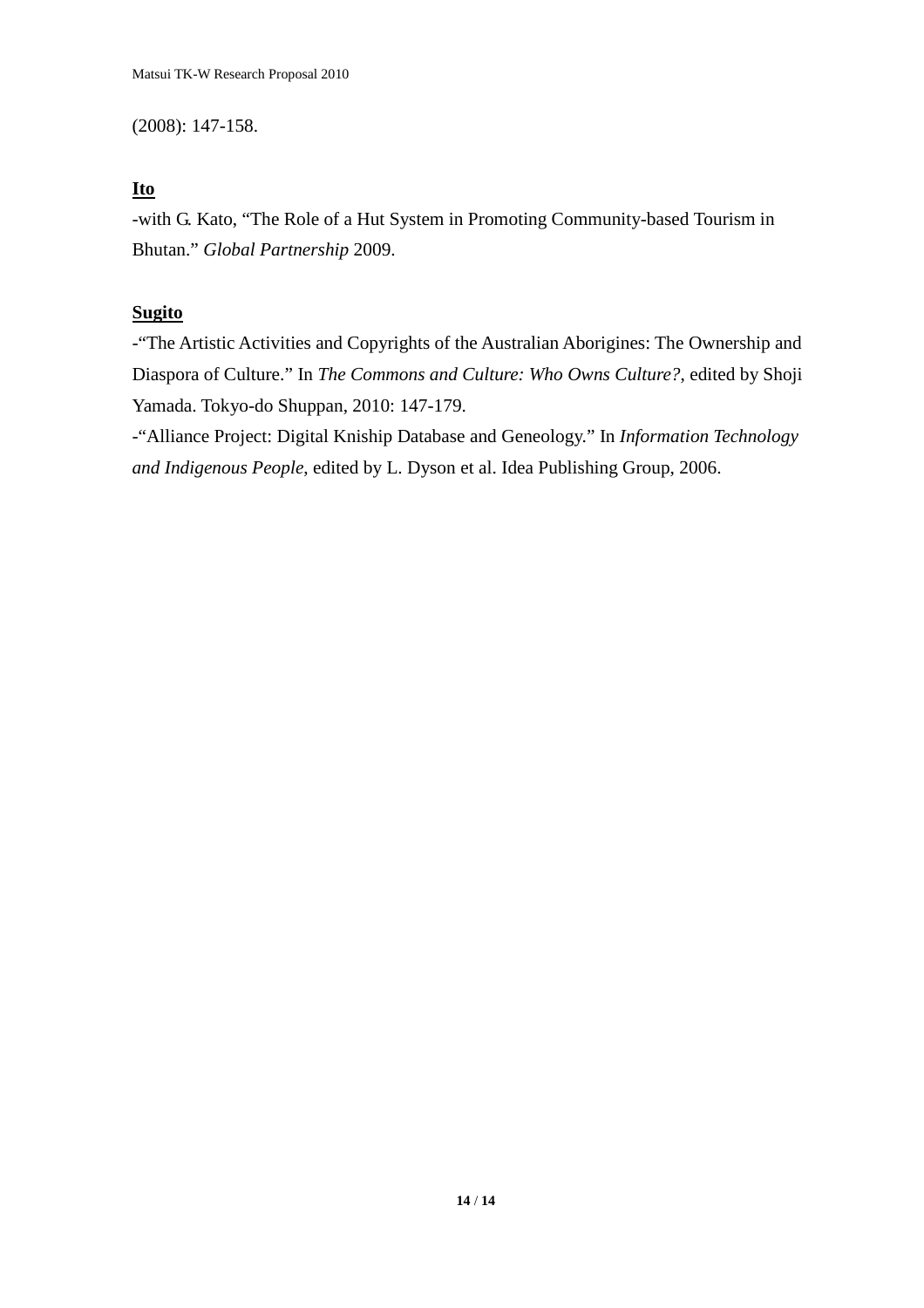(2008): 147-158.

**Ito**

-with G. Kato, “The Role of a Hut System in Promoting Community-based Tourism in Bhutan.” *Global Partnership* 2009.

**Sugito**

-“The Artistic Activities and Copyrights of the Australian Aborigines: The Ownership and Diaspora of Culture.” In *The Commons and Culture: Who Owns Culture?*, edited by Shoji Yamada. Tokyo-do Shuppan, 2010: 147-179.

-“Alliance Project: Digital Kniship Database and Geneology.” In *Information Technology and Indigenous People*, edited by L. Dyson et al. Idea Publishing Group, 2006.